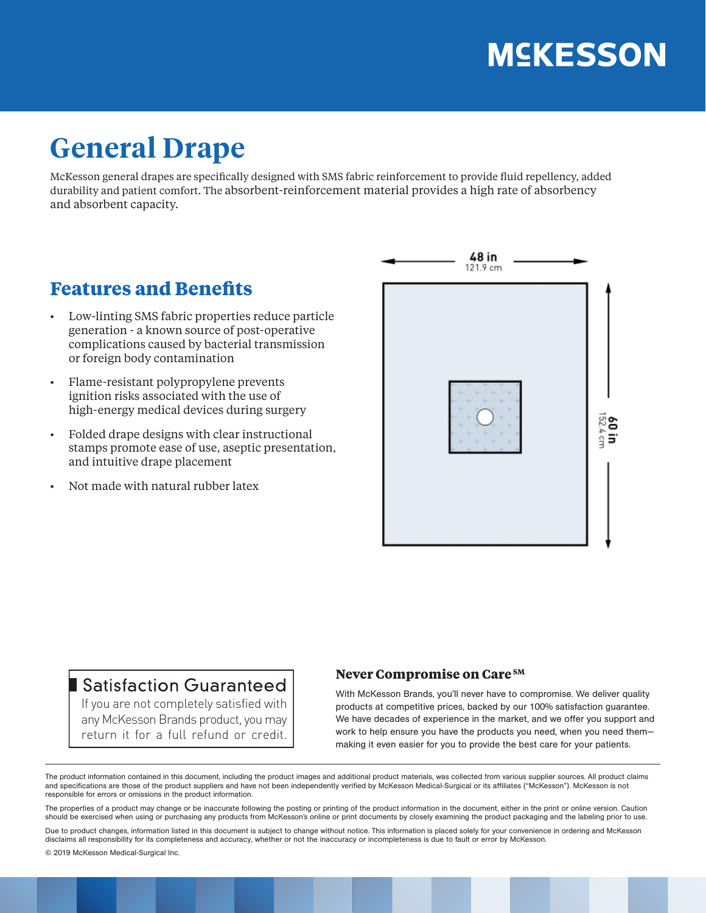# General Drape

McKesson general drapes are specifically designed with SMS fabric reinforcement to provide fluid repellency, added durability and patient comfort. The absorbent-reinforcement material provides a high rate of absorbency and absorbent capacity.

## Features and Benefits

- Low-linting SMS fabric properties reduce particle generation - a known source of post-operative complications caused by bacterial transmission or foreign body contamination
- Flame-resistant polypropylene prevents ignition risks associated with the use of high-energy medical devices during surgery
- Folded drape designs with clear instructional stamps promote ease of use, aseptic presentation, and intuitive drape placement
- Not made with natural rubber latex

48 in
121.9 cm

60 in
152.4 cm

### Satisfaction Guaranteed

If you are not completely satisfied with any McKesson Brands product, you may return it for a full refund or credit.

### Never Compromise on Care℠

With McKesson Brands, you'll never have to compromise. We deliver quality products at competitive prices, backed by our 100% satisfaction guarantee. We have decades of experience in the market, and we offer you support and work to help ensure you have the products you need, when you need them—making it even easier for you to provide the best care for your patients.

---

The product information contained in this document, including the product images and additional product materials, was collected from various supplier sources. All product claims and specifications are those of the product suppliers and have not been independently verified by McKesson Medical-Surgical or its affiliates ("McKesson"). McKesson is not responsible for errors or omissions in the product information.

The properties of a product may change or be inaccurate following the posting or printing of the product information in the document, either in the print or online version. Caution should be exercised when using or purchasing any products from McKesson's online or print documents by closely examining the product packaging and the labeling prior to use.

Due to product changes, information listed in this document is subject to change without notice. This information is placed solely for your convenience in ordering and McKesson disclaims all responsibility for its completeness and accuracy, whether or not the inaccuracy or incompleteness is due to fault or error by McKesson.

© 2019 McKesson Medical-Surgical Inc.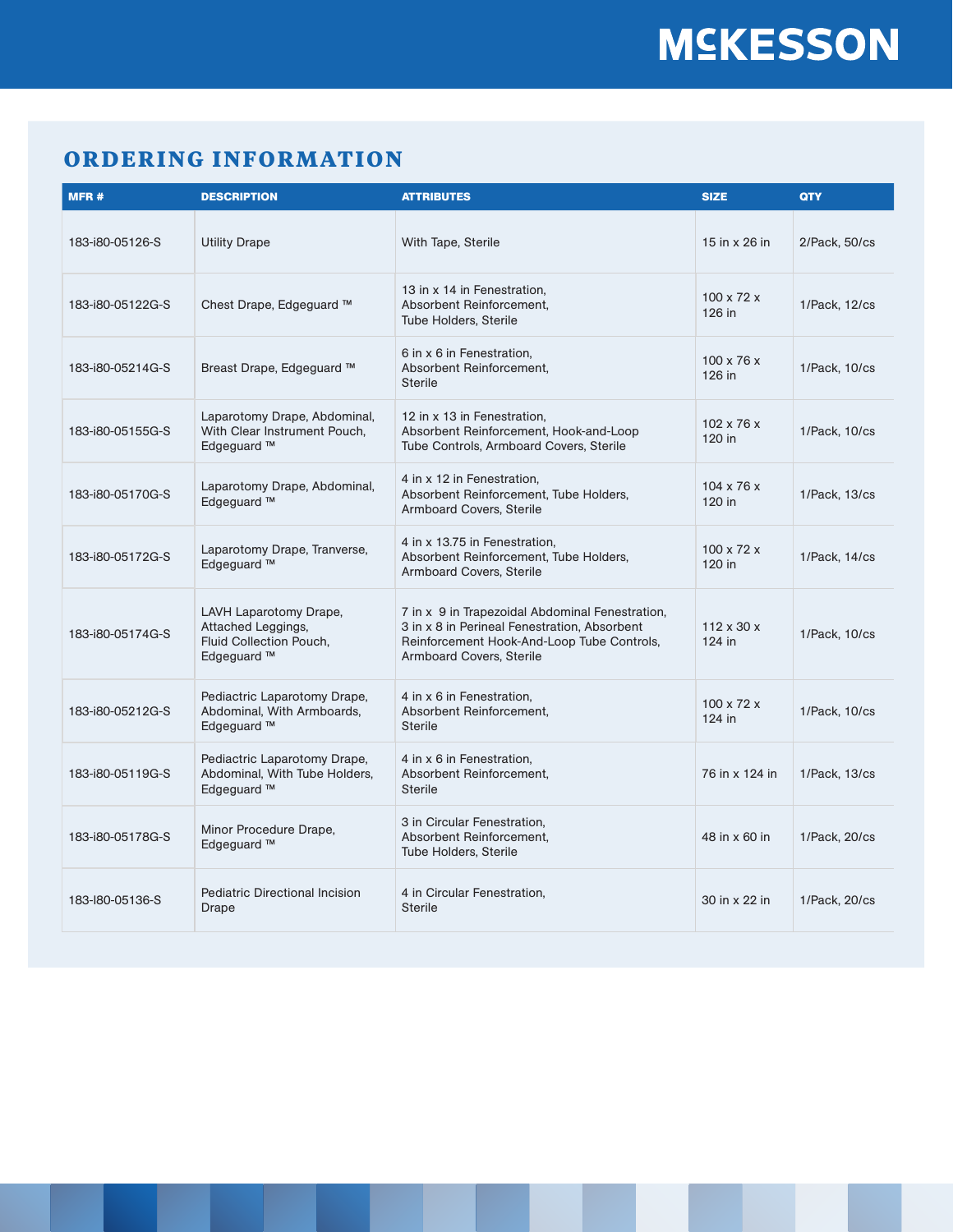## ORDERING INFORMATION

| MFR # | DESCRIPTION | ATTRIBUTES | SIZE | QTY |
|---|---|---|---|---|
| 183-i80-05126-S | Utility Drape | With Tape, Sterile | 15 in x 26 in | 2/Pack, 50/cs |
| 183-i80-05122G-S | Chest Drape, Edgeguard ™ | 13 in x 14 in Fenestration, Absorbent Reinforcement, Tube Holders, Sterile | 100 x 72 x 126 in | 1/Pack, 12/cs |
| 183-i80-05214G-S | Breast Drape, Edgeguard ™ | 6 in x 6 in Fenestration, Absorbent Reinforcement, Sterile | 100 x 76 x 126 in | 1/Pack, 10/cs |
| 183-i80-05155G-S | Laparotomy Drape, Abdominal, With Clear Instrument Pouch, Edgeguard ™ | 12 in x 13 in Fenestration, Absorbent Reinforcement, Hook-and-Loop Tube Controls, Armboard Covers, Sterile | 102 x 76 x 120 in | 1/Pack, 10/cs |
| 183-i80-05170G-S | Laparotomy Drape, Abdominal, Edgeguard ™ | 4 in x 12 in Fenestration, Absorbent Reinforcement, Tube Holders, Armboard Covers, Sterile | 104 x 76 x 120 in | 1/Pack, 13/cs |
| 183-i80-05172G-S | Laparotomy Drape, Tranverse, Edgeguard ™ | 4 in x 13.75 in Fenestration, Absorbent Reinforcement, Tube Holders, Armboard Covers, Sterile | 100 x 72 x 120 in | 1/Pack, 14/cs |
| 183-i80-05174G-S | LAVH Laparotomy Drape, Attached Leggings, Fluid Collection Pouch, Edgeguard ™ | 7 in x 9 in Trapezoidal Abdominal Fenestration, 3 in x 8 in Perineal Fenestration, Absorbent Reinforcement Hook-And-Loop Tube Controls, Armboard Covers, Sterile | 112 x 30 x 124 in | 1/Pack, 10/cs |
| 183-i80-05212G-S | Pediactric Laparotomy Drape, Abdominal, With Armboards, Edgeguard ™ | 4 in x 6 in Fenestration, Absorbent Reinforcement, Sterile | 100 x 72 x 124 in | 1/Pack, 10/cs |
| 183-i80-05119G-S | Pediactric Laparotomy Drape, Abdominal, With Tube Holders, Edgeguard ™ | 4 in x 6 in Fenestration, Absorbent Reinforcement, Sterile | 76 in x 124 in | 1/Pack, 13/cs |
| 183-i80-05178G-S | Minor Procedure Drape, Edgeguard ™ | 3 in Circular Fenestration, Absorbent Reinforcement, Tube Holders, Sterile | 48 in x 60 in | 1/Pack, 20/cs |
| 183-I80-05136-S | Pediatric Directional Incision Drape | 4 in Circular Fenestration, Sterile | 30 in x 22 in | 1/Pack, 20/cs |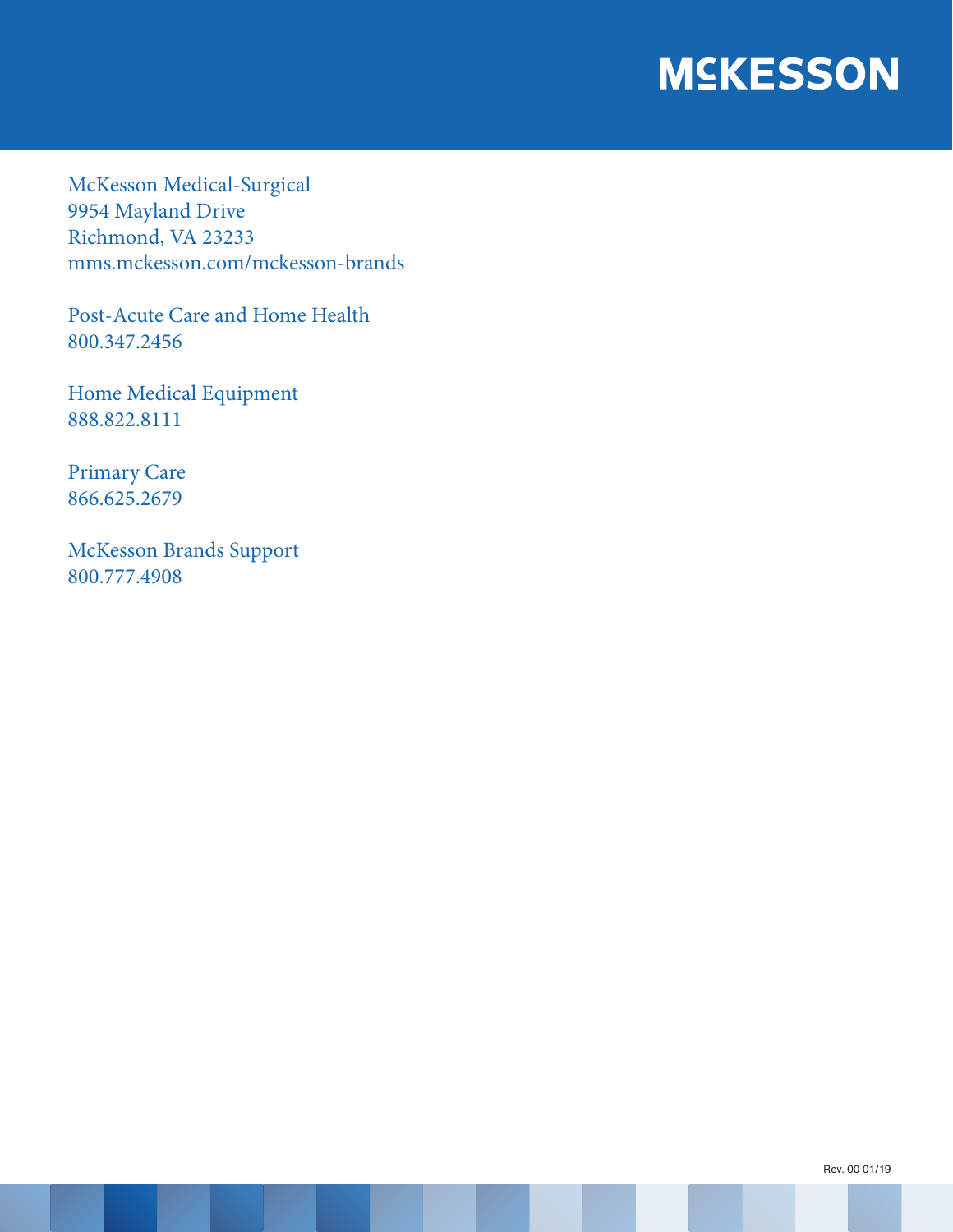McKesson Medical-Surgical
9954 Mayland Drive
Richmond, VA 23233
mms.mckesson.com/mckesson-brands

Post-Acute Care and Home Health
800.347.2456

Home Medical Equipment
888.822.8111

Primary Care
866.625.2679

McKesson Brands Support
800.777.4908

Rev. 00 01/19